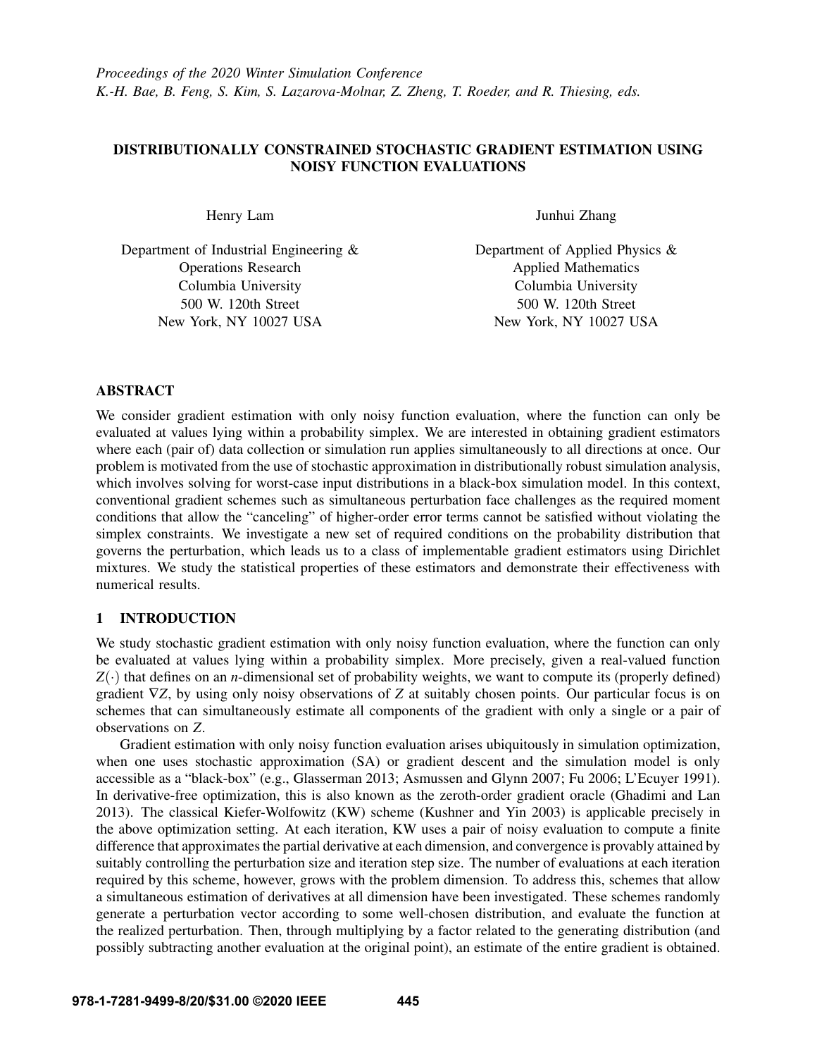*Proceedings of the 2020 Winter Simulation Conference*
*K.-H. Bae, B. Feng, S. Kim, S. Lazarova-Molnar, Z. Zheng, T. Roeder, and R. Thiesing, eds.*

# DISTRIBUTIONALLY CONSTRAINED STOCHASTIC GRADIENT ESTIMATION USING NOISY FUNCTION EVALUATIONS

Henry Lam

Department of Industrial Engineering & Operations Research
Columbia University
500 W. 120th Street
New York, NY 10027 USA

Junhui Zhang

Department of Applied Physics & Applied Mathematics
Columbia University
500 W. 120th Street
New York, NY 10027 USA

## ABSTRACT

We consider gradient estimation with only noisy function evaluation, where the function can only be evaluated at values lying within a probability simplex. We are interested in obtaining gradient estimators where each (pair of) data collection or simulation run applies simultaneously to all directions at once. Our problem is motivated from the use of stochastic approximation in distributionally robust simulation analysis, which involves solving for worst-case input distributions in a black-box simulation model. In this context, conventional gradient schemes such as simultaneous perturbation face challenges as the required moment conditions that allow the "canceling" of higher-order error terms cannot be satisfied without violating the simplex constraints. We investigate a new set of required conditions on the probability distribution that governs the perturbation, which leads us to a class of implementable gradient estimators using Dirichlet mixtures. We study the statistical properties of these estimators and demonstrate their effectiveness with numerical results.

## 1 INTRODUCTION

We study stochastic gradient estimation with only noisy function evaluation, where the function can only be evaluated at values lying within a probability simplex. More precisely, given a real-valued function $Z(\cdot)$ that defines on an $n$-dimensional set of probability weights, we want to compute its (properly defined) gradient $\nabla Z$, by using only noisy observations of $Z$ at suitably chosen points. Our particular focus is on schemes that can simultaneously estimate all components of the gradient with only a single or a pair of observations on $Z$.

Gradient estimation with only noisy function evaluation arises ubiquitously in simulation optimization, when one uses stochastic approximation (SA) or gradient descent and the simulation model is only accessible as a "black-box" (e.g., Glasserman 2013; Asmussen and Glynn 2007; Fu 2006; L'Ecuyer 1991). In derivative-free optimization, this is also known as the zeroth-order gradient oracle (Ghadimi and Lan 2013). The classical Kiefer-Wolfowitz (KW) scheme (Kushner and Yin 2003) is applicable precisely in the above optimization setting. At each iteration, KW uses a pair of noisy evaluation to compute a finite difference that approximates the partial derivative at each dimension, and convergence is provably attained by suitably controlling the perturbation size and iteration step size. The number of evaluations at each iteration required by this scheme, however, grows with the problem dimension. To address this, schemes that allow a simultaneous estimation of derivatives at all dimension have been investigated. These schemes randomly generate a perturbation vector according to some well-chosen distribution, and evaluate the function at the realized perturbation. Then, through multiplying by a factor related to the generating distribution (and possibly subtracting another evaluation at the original point), an estimate of the entire gradient is obtained.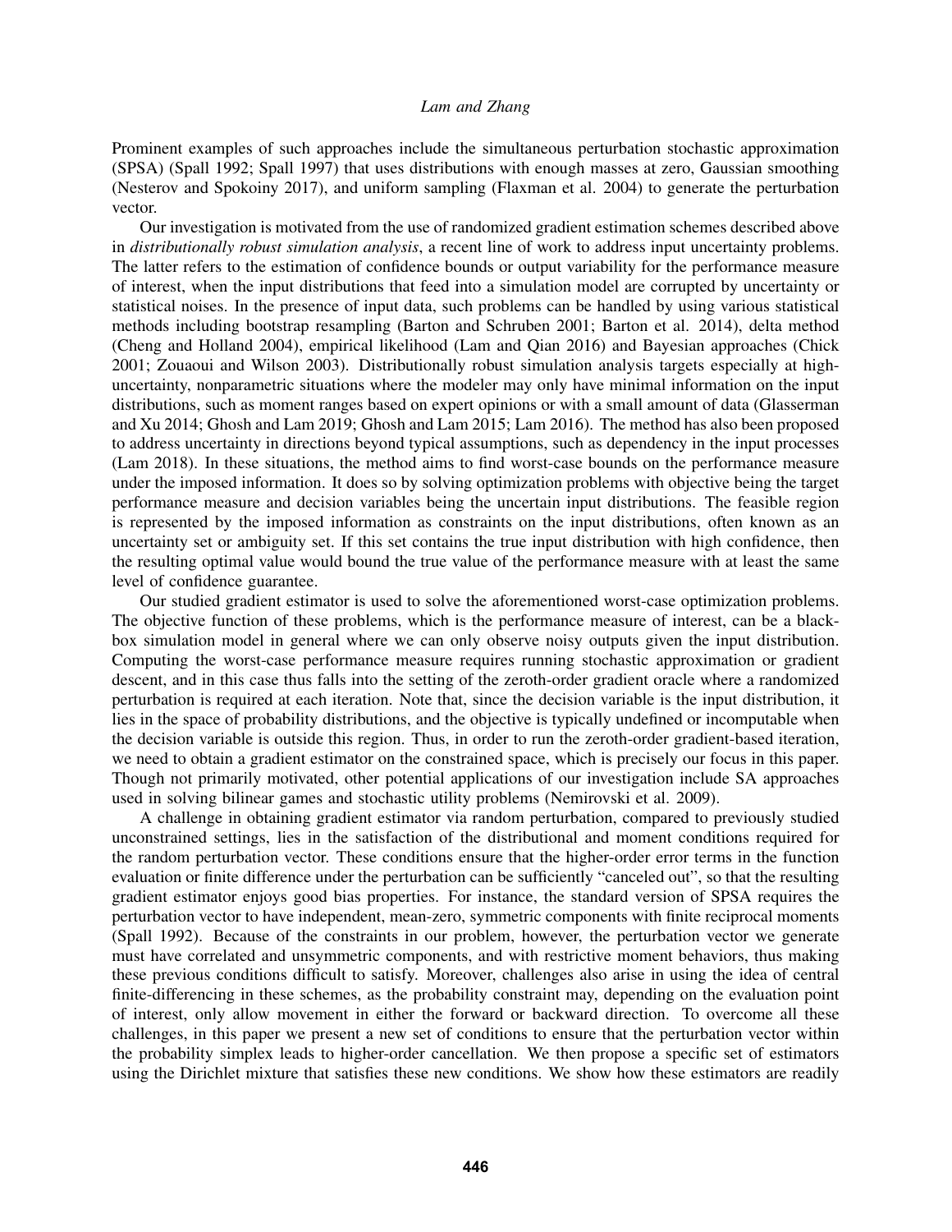Prominent examples of such approaches include the simultaneous perturbation stochastic approximation (SPSA) (Spall 1992; Spall 1997) that uses distributions with enough masses at zero, Gaussian smoothing (Nesterov and Spokoiny 2017), and uniform sampling (Flaxman et al. 2004) to generate the perturbation vector.

Our investigation is motivated from the use of randomized gradient estimation schemes described above in *distributionally robust simulation analysis*, a recent line of work to address input uncertainty problems. The latter refers to the estimation of confidence bounds or output variability for the performance measure of interest, when the input distributions that feed into a simulation model are corrupted by uncertainty or statistical noises. In the presence of input data, such problems can be handled by using various statistical methods including bootstrap resampling (Barton and Schruben 2001; Barton et al. 2014), delta method (Cheng and Holland 2004), empirical likelihood (Lam and Qian 2016) and Bayesian approaches (Chick 2001; Zouaoui and Wilson 2003). Distributionally robust simulation analysis targets especially at high-uncertainty, nonparametric situations where the modeler may only have minimal information on the input distributions, such as moment ranges based on expert opinions or with a small amount of data (Glasserman and Xu 2014; Ghosh and Lam 2019; Ghosh and Lam 2015; Lam 2016). The method has also been proposed to address uncertainty in directions beyond typical assumptions, such as dependency in the input processes (Lam 2018). In these situations, the method aims to find worst-case bounds on the performance measure under the imposed information. It does so by solving optimization problems with objective being the target performance measure and decision variables being the uncertain input distributions. The feasible region is represented by the imposed information as constraints on the input distributions, often known as an uncertainty set or ambiguity set. If this set contains the true input distribution with high confidence, then the resulting optimal value would bound the true value of the performance measure with at least the same level of confidence guarantee.

Our studied gradient estimator is used to solve the aforementioned worst-case optimization problems. The objective function of these problems, which is the performance measure of interest, can be a black-box simulation model in general where we can only observe noisy outputs given the input distribution. Computing the worst-case performance measure requires running stochastic approximation or gradient descent, and in this case thus falls into the setting of the zeroth-order gradient oracle where a randomized perturbation is required at each iteration. Note that, since the decision variable is the input distribution, it lies in the space of probability distributions, and the objective is typically undefined or incomputable when the decision variable is outside this region. Thus, in order to run the zeroth-order gradient-based iteration, we need to obtain a gradient estimator on the constrained space, which is precisely our focus in this paper. Though not primarily motivated, other potential applications of our investigation include SA approaches used in solving bilinear games and stochastic utility problems (Nemirovski et al. 2009).

A challenge in obtaining gradient estimator via random perturbation, compared to previously studied unconstrained settings, lies in the satisfaction of the distributional and moment conditions required for the random perturbation vector. These conditions ensure that the higher-order error terms in the function evaluation or finite difference under the perturbation can be sufficiently "canceled out", so that the resulting gradient estimator enjoys good bias properties. For instance, the standard version of SPSA requires the perturbation vector to have independent, mean-zero, symmetric components with finite reciprocal moments (Spall 1992). Because of the constraints in our problem, however, the perturbation vector we generate must have correlated and unsymmetric components, and with restrictive moment behaviors, thus making these previous conditions difficult to satisfy. Moreover, challenges also arise in using the idea of central finite-differencing in these schemes, as the probability constraint may, depending on the evaluation point of interest, only allow movement in either the forward or backward direction. To overcome all these challenges, in this paper we present a new set of conditions to ensure that the perturbation vector within the probability simplex leads to higher-order cancellation. We then propose a specific set of estimators using the Dirichlet mixture that satisfies these new conditions. We show how these estimators are readily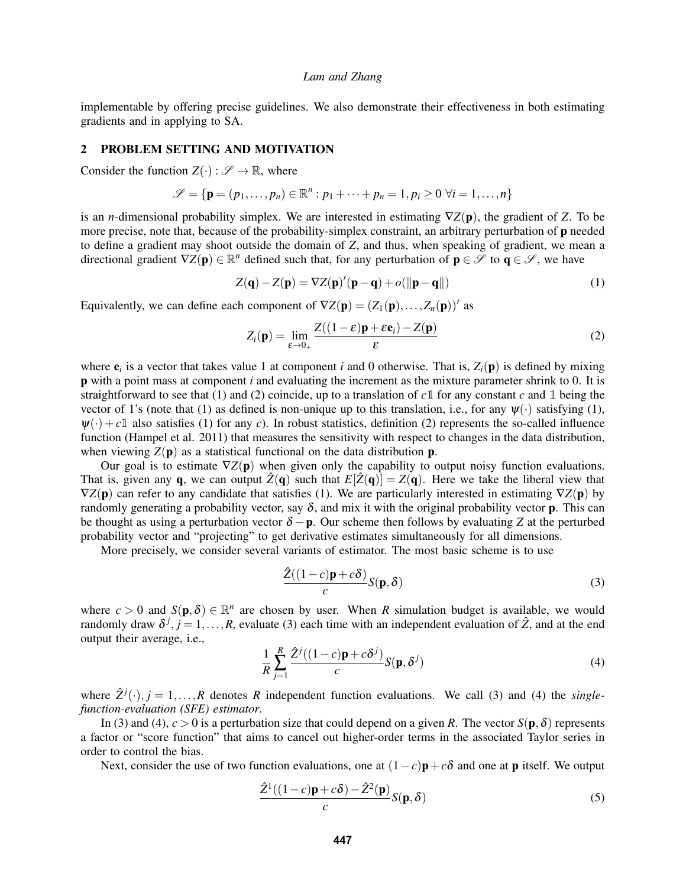implementable by offering precise guidelines. We also demonstrate their effectiveness in both estimating gradients and in applying to SA.

## 2 PROBLEM SETTING AND MOTIVATION

Consider the function $Z(\cdot) : \mathscr{S} \to \mathbb{R}$, where

$$\mathscr{S} = \{\mathbf{p} = (p_1, \dots, p_n) \in \mathbb{R}^n : p_1 + \dots + p_n = 1, p_i \geq 0 \ \forall i = 1, \dots, n\}$$

is an $n$-dimensional probability simplex. We are interested in estimating $\nabla Z(\mathbf{p})$, the gradient of $Z$. To be more precise, note that, because of the probability-simplex constraint, an arbitrary perturbation of $\mathbf{p}$ needed to define a gradient may shoot outside the domain of $Z$, and thus, when speaking of gradient, we mean a directional gradient $\nabla Z(\mathbf{p}) \in \mathbb{R}^n$ defined such that, for any perturbation of $\mathbf{p} \in \mathscr{S}$ to $\mathbf{q} \in \mathscr{S}$, we have

$$Z(\mathbf{q}) - Z(\mathbf{p}) = \nabla Z(\mathbf{p})'(\mathbf{p} - \mathbf{q}) + o(\|\mathbf{p} - \mathbf{q}\|) \tag{1}$$

Equivalently, we can define each component of $\nabla Z(\mathbf{p}) = (Z_1(\mathbf{p}), \dots, Z_n(\mathbf{p}))'$ as

$$Z_i(\mathbf{p}) = \lim_{\varepsilon \to 0_+} \frac{Z((1-\varepsilon)\mathbf{p} + \varepsilon \mathbf{e}_i) - Z(\mathbf{p})}{\varepsilon} \tag{2}$$

where $\mathbf{e}_i$ is a vector that takes value 1 at component $i$ and 0 otherwise. That is, $Z_i(\mathbf{p})$ is defined by mixing $\mathbf{p}$ with a point mass at component $i$ and evaluating the increment as the mixture parameter shrink to 0. It is straightforward to see that (1) and (2) coincide, up to a translation of $c\mathbb{1}$ for any constant $c$ and $\mathbb{1}$ being the vector of 1's (note that (1) as defined is non-unique up to this translation, i.e., for any $\psi(\cdot)$ satisfying (1), $\psi(\cdot) + c\mathbb{1}$ also satisfies (1) for any $c$). In robust statistics, definition (2) represents the so-called influence function (Hampel et al. 2011) that measures the sensitivity with respect to changes in the data distribution, when viewing $Z(\mathbf{p})$ as a statistical functional on the data distribution $\mathbf{p}$.

Our goal is to estimate $\nabla Z(\mathbf{p})$ when given only the capability to output noisy function evaluations. That is, given any $\mathbf{q}$, we can output $\hat{Z}(\mathbf{q})$ such that $E[\hat{Z}(\mathbf{q})] = Z(\mathbf{q})$. Here we take the liberal view that $\nabla Z(\mathbf{p})$ can refer to any candidate that satisfies (1). We are particularly interested in estimating $\nabla Z(\mathbf{p})$ by randomly generating a probability vector, say $\delta$, and mix it with the original probability vector $\mathbf{p}$. This can be thought as using a perturbation vector $\delta - \mathbf{p}$. Our scheme then follows by evaluating $Z$ at the perturbed probability vector and "projecting" to get derivative estimates simultaneously for all dimensions.

More precisely, we consider several variants of estimator. The most basic scheme is to use

$$\frac{\hat{Z}((1-c)\mathbf{p} + c\delta)}{c} S(\mathbf{p}, \delta) \tag{3}$$

where $c > 0$ and $S(\mathbf{p}, \delta) \in \mathbb{R}^n$ are chosen by user. When $R$ simulation budget is available, we would randomly draw $\delta^j, j = 1, \dots, R$, evaluate (3) each time with an independent evaluation of $\hat{Z}$, and at the end output their average, i.e.,

$$\frac{1}{R} \sum_{j=1}^{R} \frac{\hat{Z}^j((1-c)\mathbf{p} + c\delta^j)}{c} S(\mathbf{p}, \delta^j) \tag{4}$$

where $\hat{Z}^j(\cdot), j = 1, \dots, R$ denotes $R$ independent function evaluations. We call (3) and (4) the *single-function-evaluation (SFE) estimator*.

In (3) and (4), $c > 0$ is a perturbation size that could depend on a given $R$. The vector $S(\mathbf{p}, \delta)$ represents a factor or "score function" that aims to cancel out higher-order terms in the associated Taylor series in order to control the bias.

Next, consider the use of two function evaluations, one at $(1-c)\mathbf{p} + c\delta$ and one at $\mathbf{p}$ itself. We output

$$\frac{\hat{Z}^1((1-c)\mathbf{p} + c\delta) - \hat{Z}^2(\mathbf{p})}{c} S(\mathbf{p}, \delta) \tag{5}$$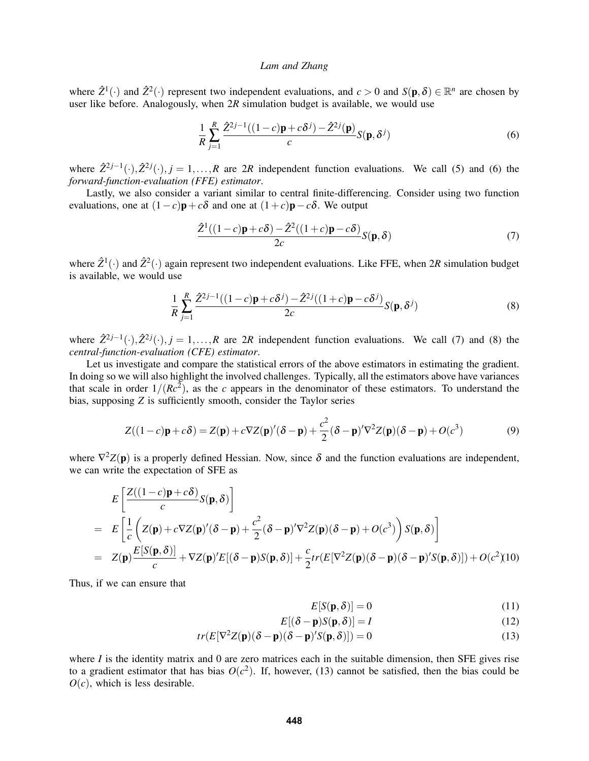where $\hat{Z}^1(\cdot)$ and $\hat{Z}^2(\cdot)$ represent two independent evaluations, and $c > 0$ and $S(\mathbf{p}, \delta) \in \mathbb{R}^n$ are chosen by user like before. Analogously, when $2R$ simulation budget is available, we would use

$$\frac{1}{R}\sum_{j=1}^{R}\frac{\hat{Z}^{2j-1}((1-c)\mathbf{p}+c\delta^j)-\hat{Z}^{2j}(\mathbf{p})}{c}S(\mathbf{p},\delta^j) \tag{6}$$

where $\hat{Z}^{2j-1}(\cdot), \hat{Z}^{2j}(\cdot), j = 1,\ldots,R$ are $2R$ independent function evaluations. We call (5) and (6) the *forward-function-evaluation (FFE) estimator*.

Lastly, we also consider a variant similar to central finite-differencing. Consider using two function evaluations, one at $(1-c)\mathbf{p}+c\delta$ and one at $(1+c)\mathbf{p}-c\delta$. We output

$$\frac{\hat{Z}^1((1-c)\mathbf{p}+c\delta)-\hat{Z}^2((1+c)\mathbf{p}-c\delta)}{2c}S(\mathbf{p},\delta) \tag{7}$$

where $\hat{Z}^1(\cdot)$ and $\hat{Z}^2(\cdot)$ again represent two independent evaluations. Like FFE, when $2R$ simulation budget is available, we would use

$$\frac{1}{R}\sum_{j=1}^{R}\frac{\hat{Z}^{2j-1}((1-c)\mathbf{p}+c\delta^j)-\hat{Z}^{2j}((1+c)\mathbf{p}-c\delta^j)}{2c}S(\mathbf{p},\delta^j) \tag{8}$$

where $\hat{Z}^{2j-1}(\cdot), \hat{Z}^{2j}(\cdot), j = 1,\ldots,R$ are $2R$ independent function evaluations. We call (7) and (8) the *central-function-evaluation (CFE) estimator*.

Let us investigate and compare the statistical errors of the above estimators in estimating the gradient. In doing so we will also highlight the involved challenges. Typically, all the estimators above have variances that scale in order $1/(Rc^2)$, as the $c$ appears in the denominator of these estimators. To understand the bias, supposing $Z$ is sufficiently smooth, consider the Taylor series

$$Z((1-c)\mathbf{p}+c\delta) = Z(\mathbf{p}) + c\nabla Z(\mathbf{p})'(\delta-\mathbf{p}) + \frac{c^2}{2}(\delta-\mathbf{p})'\nabla^2 Z(\mathbf{p})(\delta-\mathbf{p}) + O(c^3) \tag{9}$$

where $\nabla^2 Z(\mathbf{p})$ is a properly defined Hessian. Now, since $\delta$ and the function evaluations are independent, we can write the expectation of SFE as

$$\begin{aligned}
& E\left[\frac{Z((1-c)\mathbf{p}+c\delta)}{c}S(\mathbf{p},\delta)\right] \\
= \; & E\left[\frac{1}{c}\left(Z(\mathbf{p}) + c\nabla Z(\mathbf{p})'(\delta-\mathbf{p}) + \frac{c^2}{2}(\delta-\mathbf{p})'\nabla^2 Z(\mathbf{p})(\delta-\mathbf{p}) + O(c^3)\right)S(\mathbf{p},\delta)\right] \\
= \; & Z(\mathbf{p})\frac{E[S(\mathbf{p},\delta)]}{c} + \nabla Z(\mathbf{p})'E[(\delta-\mathbf{p})S(\mathbf{p},\delta)] + \frac{c}{2}tr(E[\nabla^2 Z(\mathbf{p})(\delta-\mathbf{p})(\delta-\mathbf{p})'S(\mathbf{p},\delta)]) + O(c^2)
\end{aligned} \tag{10}$$

Thus, if we can ensure that

$$E[S(\mathbf{p},\delta)] = 0 \tag{11}$$

$$E[(\delta-\mathbf{p})S(\mathbf{p},\delta)] = I \tag{12}$$

$$tr(E[\nabla^2 Z(\mathbf{p})(\delta-\mathbf{p})(\delta-\mathbf{p})'S(\mathbf{p},\delta)]) = 0 \tag{13}$$

where $I$ is the identity matrix and 0 are zero matrices each in the suitable dimension, then SFE gives rise to a gradient estimator that has bias $O(c^2)$. If, however, (13) cannot be satisfied, then the bias could be $O(c)$, which is less desirable.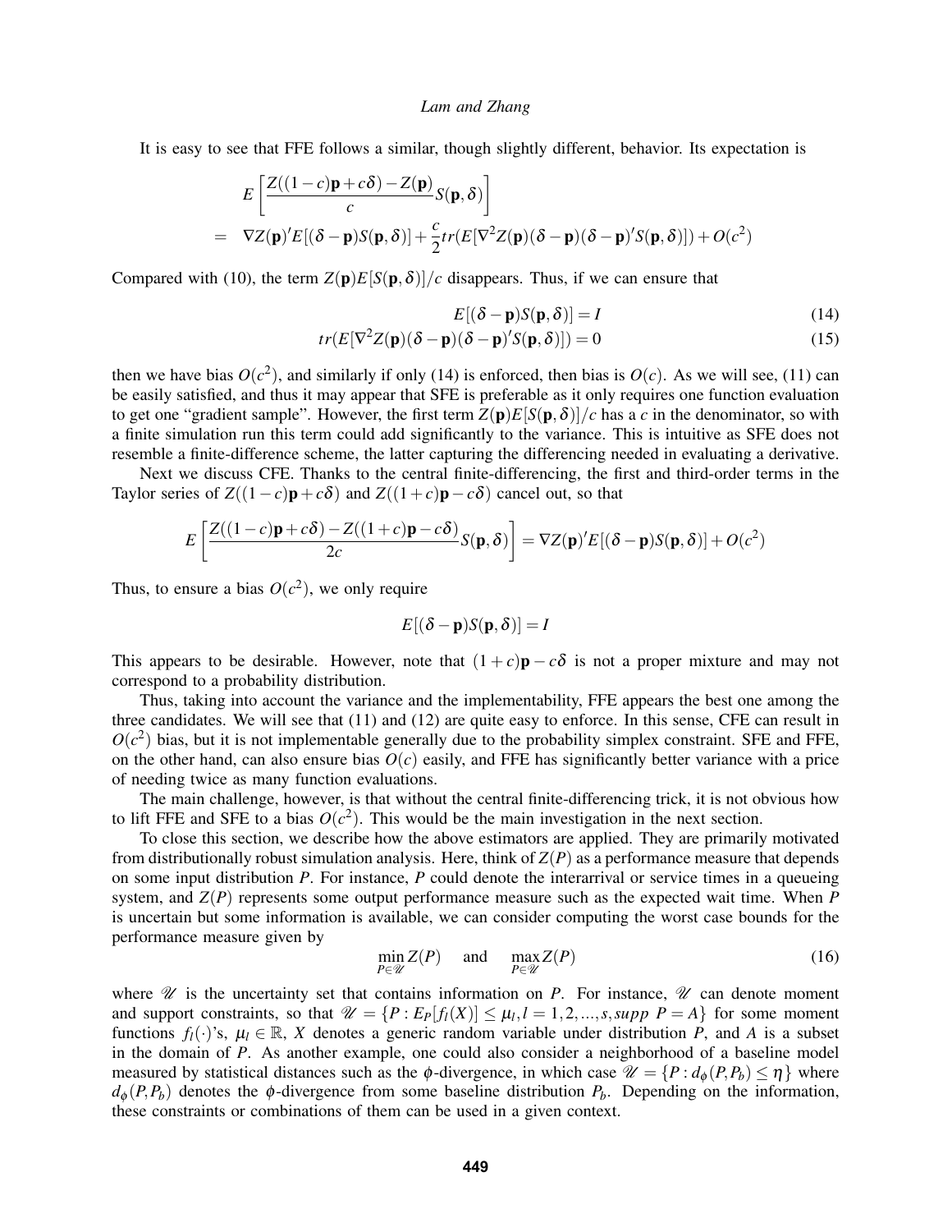It is easy to see that FFE follows a similar, though slightly different, behavior. Its expectation is

$$
\begin{aligned}
& E\left[\frac{Z((1-c)\mathbf{p}+c\delta)-Z(\mathbf{p})}{c}S(\mathbf{p},\delta)\right] \\
= \quad & \nabla Z(\mathbf{p})'E[(\delta-\mathbf{p})S(\mathbf{p},\delta)]+\frac{c}{2}tr(E[\nabla^2 Z(\mathbf{p})(\delta-\mathbf{p})(\delta-\mathbf{p})'S(\mathbf{p},\delta)])+O(c^2)
\end{aligned}
$$

Compared with (10), the term $Z(\mathbf{p})E[S(\mathbf{p},\delta)]/c$ disappears. Thus, if we can ensure that

$$E[(\delta-\mathbf{p})S(\mathbf{p},\delta)] = I \tag{14}$$

$$tr(E[\nabla^2 Z(\mathbf{p})(\delta-\mathbf{p})(\delta-\mathbf{p})'S(\mathbf{p},\delta)]) = 0 \tag{15}$$

then we have bias $O(c^2)$, and similarly if only (14) is enforced, then bias is $O(c)$. As we will see, (11) can be easily satisfied, and thus it may appear that SFE is preferable as it only requires one function evaluation to get one "gradient sample". However, the first term $Z(\mathbf{p})E[S(\mathbf{p},\delta)]/c$ has a $c$ in the denominator, so with a finite simulation run this term could add significantly to the variance. This is intuitive as SFE does not resemble a finite-difference scheme, the latter capturing the differencing needed in evaluating a derivative.

Next we discuss CFE. Thanks to the central finite-differencing, the first and third-order terms in the Taylor series of $Z((1-c)\mathbf{p}+c\delta)$ and $Z((1+c)\mathbf{p}-c\delta)$ cancel out, so that

$$E\left[\frac{Z((1-c)\mathbf{p}+c\delta)-Z((1+c)\mathbf{p}-c\delta)}{2c}S(\mathbf{p},\delta)\right] = \nabla Z(\mathbf{p})'E[(\delta-\mathbf{p})S(\mathbf{p},\delta)]+O(c^2)$$

Thus, to ensure a bias $O(c^2)$, we only require

$$E[(\delta-\mathbf{p})S(\mathbf{p},\delta)] = I$$

This appears to be desirable. However, note that $(1+c)\mathbf{p}-c\delta$ is not a proper mixture and may not correspond to a probability distribution.

Thus, taking into account the variance and the implementability, FFE appears the best one among the three candidates. We will see that (11) and (12) are quite easy to enforce. In this sense, CFE can result in $O(c^2)$ bias, but it is not implementable generally due to the probability simplex constraint. SFE and FFE, on the other hand, can also ensure bias $O(c)$ easily, and FFE has significantly better variance with a price of needing twice as many function evaluations.

The main challenge, however, is that without the central finite-differencing trick, it is not obvious how to lift FFE and SFE to a bias $O(c^2)$. This would be the main investigation in the next section.

To close this section, we describe how the above estimators are applied. They are primarily motivated from distributionally robust simulation analysis. Here, think of $Z(P)$ as a performance measure that depends on some input distribution $P$. For instance, $P$ could denote the interarrival or service times in a queueing system, and $Z(P)$ represents some output performance measure such as the expected wait time. When $P$ is uncertain but some information is available, we can consider computing the worst case bounds for the performance measure given by

$$\min_{P\in\mathscr{U}} Z(P) \quad \text{and} \quad \max_{P\in\mathscr{U}} Z(P) \tag{16}$$

where $\mathscr{U}$ is the uncertainty set that contains information on $P$. For instance, $\mathscr{U}$ can denote moment and support constraints, so that $\mathscr{U} = \{P : E_P[f_l(X)] \leq \mu_l, l = 1,2,...,s, supp\ P = A\}$ for some moment functions $f_l(\cdot)$'s, $\mu_l \in \mathbb{R}$, $X$ denotes a generic random variable under distribution $P$, and $A$ is a subset in the domain of $P$. As another example, one could also consider a neighborhood of a baseline model measured by statistical distances such as the $\phi$-divergence, in which case $\mathscr{U} = \{P : d_\phi(P,P_b) \leq \eta\}$ where $d_\phi(P,P_b)$ denotes the $\phi$-divergence from some baseline distribution $P_b$. Depending on the information, these constraints or combinations of them can be used in a given context.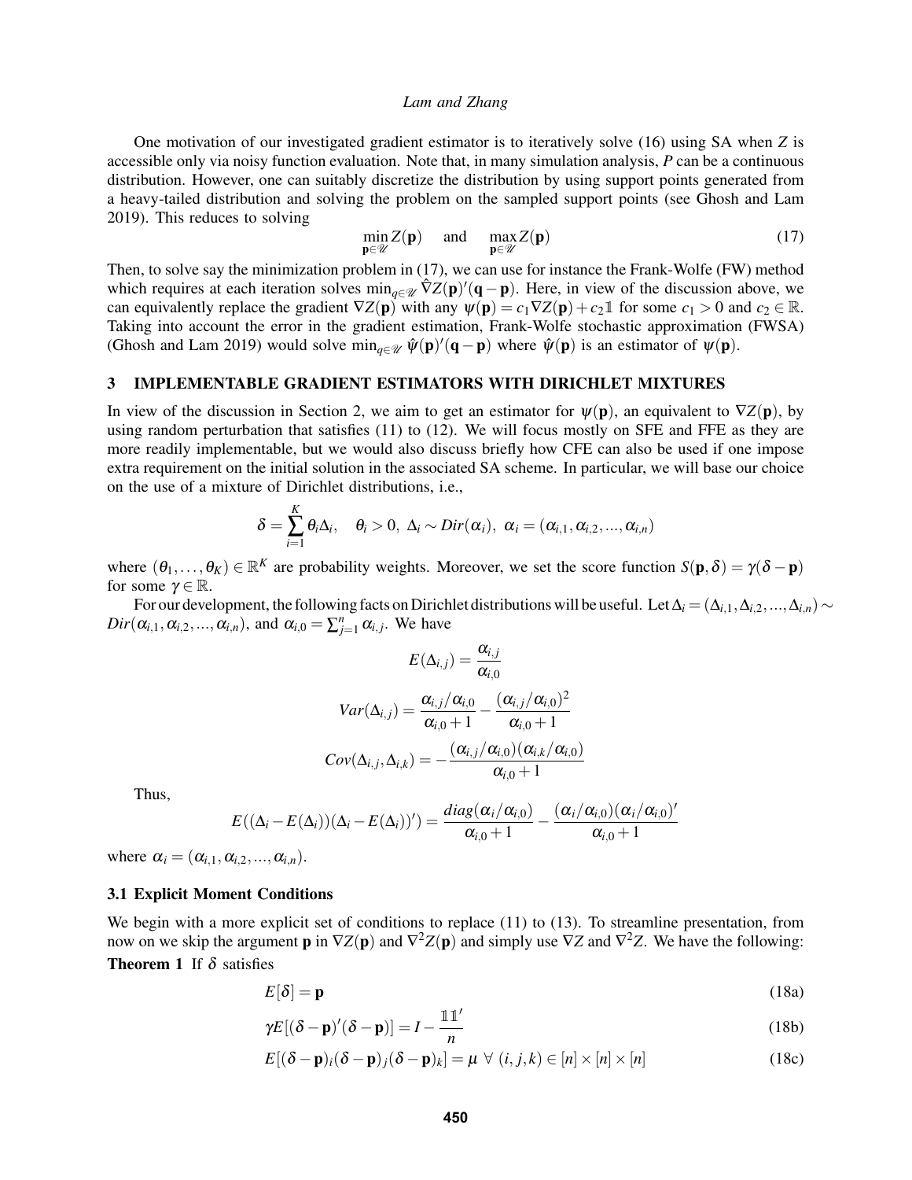One motivation of our investigated gradient estimator is to iteratively solve (16) using SA when $Z$ is accessible only via noisy function evaluation. Note that, in many simulation analysis, $P$ can be a continuous distribution. However, one can suitably discretize the distribution by using support points generated from a heavy-tailed distribution and solving the problem on the sampled support points (see Ghosh and Lam 2019). This reduces to solving

$$\min_{\mathbf{p}\in\mathscr{U}} Z(\mathbf{p}) \quad \text{and} \quad \max_{\mathbf{p}\in\mathscr{U}} Z(\mathbf{p}) \tag{17}$$

Then, to solve say the minimization problem in (17), we can use for instance the Frank-Wolfe (FW) method which requires at each iteration solves $\min_{q\in\mathscr{U}} \hat{\nabla}Z(\mathbf{p})'(\mathbf{q}-\mathbf{p})$. Here, in view of the discussion above, we can equivalently replace the gradient $\nabla Z(\mathbf{p})$ with any $\psi(\mathbf{p}) = c_1\nabla Z(\mathbf{p}) + c_2\mathbb{1}$ for some $c_1 > 0$ and $c_2 \in \mathbb{R}$. Taking into account the error in the gradient estimation, Frank-Wolfe stochastic approximation (FWSA) (Ghosh and Lam 2019) would solve $\min_{q\in\mathscr{U}} \hat{\psi}(\mathbf{p})'(\mathbf{q}-\mathbf{p})$ where $\hat{\psi}(\mathbf{p})$ is an estimator of $\psi(\mathbf{p})$.

## 3 IMPLEMENTABLE GRADIENT ESTIMATORS WITH DIRICHLET MIXTURES

In view of the discussion in Section 2, we aim to get an estimator for $\psi(\mathbf{p})$, an equivalent to $\nabla Z(\mathbf{p})$, by using random perturbation that satisfies (11) to (12). We will focus mostly on SFE and FFE as they are more readily implementable, but we would also discuss briefly how CFE can also be used if one impose extra requirement on the initial solution in the associated SA scheme. In particular, we will base our choice on the use of a mixture of Dirichlet distributions, i.e.,

$$\delta = \sum_{i=1}^{K} \theta_i \Delta_i, \quad \theta_i > 0, \ \Delta_i \sim Dir(\alpha_i), \ \alpha_i = (\alpha_{i,1}, \alpha_{i,2}, ..., \alpha_{i,n})$$

where $(\theta_1, \ldots, \theta_K) \in \mathbb{R}^K$ are probability weights. Moreover, we set the score function $S(\mathbf{p}, \delta) = \gamma(\delta - \mathbf{p})$ for some $\gamma \in \mathbb{R}$.

For our development, the following facts on Dirichlet distributions will be useful. Let $\Delta_i = (\Delta_{i,1}, \Delta_{i,2}, ..., \Delta_{i,n}) \sim Dir(\alpha_{i,1}, \alpha_{i,2}, ..., \alpha_{i,n})$, and $\alpha_{i,0} = \sum_{j=1}^{n} \alpha_{i,j}$. We have

$$E(\Delta_{i,j}) = \frac{\alpha_{i,j}}{\alpha_{i,0}}$$

$$Var(\Delta_{i,j}) = \frac{\alpha_{i,j}/\alpha_{i,0}}{\alpha_{i,0}+1} - \frac{(\alpha_{i,j}/\alpha_{i,0})^2}{\alpha_{i,0}+1}$$

$$Cov(\Delta_{i,j}, \Delta_{i,k}) = -\frac{(\alpha_{i,j}/\alpha_{i,0})(\alpha_{i,k}/\alpha_{i,0})}{\alpha_{i,0}+1}$$

Thus,

$$E((\Delta_i - E(\Delta_i))(\Delta_i - E(\Delta_i))') = \frac{diag(\alpha_i/\alpha_{i,0})}{\alpha_{i,0}+1} - \frac{(\alpha_i/\alpha_{i,0})(\alpha_i/\alpha_{i,0})'}{\alpha_{i,0}+1}$$

where $\alpha_i = (\alpha_{i,1}, \alpha_{i,2}, ..., \alpha_{i,n})$.

### 3.1 Explicit Moment Conditions

We begin with a more explicit set of conditions to replace (11) to (13). To streamline presentation, from now on we skip the argument $\mathbf{p}$ in $\nabla Z(\mathbf{p})$ and $\nabla^2 Z(\mathbf{p})$ and simply use $\nabla Z$ and $\nabla^2 Z$. We have the following:

**Theorem 1** If $\delta$ satisfies

$$E[\delta] = \mathbf{p} \tag{18a}$$

$$\gamma E[(\delta - \mathbf{p})'(\delta - \mathbf{p})] = I - \frac{\mathbb{1}\mathbb{1}'}{n} \tag{18b}$$

$$E[(\delta - \mathbf{p})_i(\delta - \mathbf{p})_j(\delta - \mathbf{p})_k] = \mu \ \forall \ (i,j,k) \in [n]\times[n]\times[n] \tag{18c}$$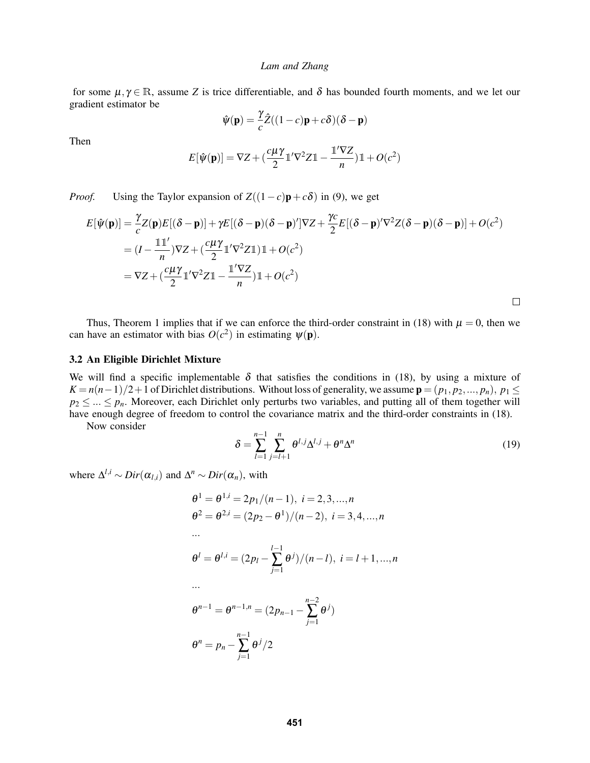for some $\mu, \gamma \in \mathbb{R}$, assume $Z$ is trice differentiable, and $\delta$ has bounded fourth moments, and we let our gradient estimator be

$$\hat{\psi}(\mathbf{p}) = \frac{\gamma}{c}\hat{Z}((1-c)\mathbf{p} + c\delta)(\delta - \mathbf{p})$$

Then

$$E[\hat{\psi}(\mathbf{p})] = \nabla Z + (\frac{c\mu\gamma}{2}\mathbb{1}'\nabla^2 Z\mathbb{1} - \frac{\mathbb{1}'\nabla Z}{n})\mathbb{1} + O(c^2)$$

*Proof.* Using the Taylor expansion of $Z((1-c)\mathbf{p} + c\delta)$ in (9), we get

$$\begin{aligned}
E[\hat{\psi}(\mathbf{p})] &= \frac{\gamma}{c}Z(\mathbf{p})E[(\delta - \mathbf{p})] + \gamma E[(\delta - \mathbf{p})(\delta - \mathbf{p})']\nabla Z + \frac{\gamma c}{2}E[(\delta - \mathbf{p})'\nabla^2 Z(\delta - \mathbf{p})(\delta - \mathbf{p})] + O(c^2) \\
&= (I - \frac{\mathbb{1}\mathbb{1}'}{n})\nabla Z + (\frac{c\mu\gamma}{2}\mathbb{1}'\nabla^2 Z\mathbb{1})\mathbb{1} + O(c^2) \\
&= \nabla Z + (\frac{c\mu\gamma}{2}\mathbb{1}'\nabla^2 Z\mathbb{1} - \frac{\mathbb{1}'\nabla Z}{n})\mathbb{1} + O(c^2)
\end{aligned}$$

□

Thus, Theorem 1 implies that if we can enforce the third-order constraint in (18) with $\mu = 0$, then we can have an estimator with bias $O(c^2)$ in estimating $\psi(\mathbf{p})$.

### 3.2 An Eligible Dirichlet Mixture

We will find a specific implementable $\delta$ that satisfies the conditions in (18), by using a mixture of $K = n(n-1)/2 + 1$ of Dirichlet distributions. Without loss of generality, we assume $\mathbf{p} = (p_1, p_2, ..., p_n)$, $p_1 \leq p_2 \leq ... \leq p_n$. Moreover, each Dirichlet only perturbs two variables, and putting all of them together will have enough degree of freedom to control the covariance matrix and the third-order constraints in (18).

Now consider

$$\delta = \sum_{l=1}^{n-1}\sum_{j=l+1}^{n}\theta^{l,j}\Delta^{l,j} + \theta^n\Delta^n \tag{19}$$

where $\Delta^{l,i} \sim Dir(\alpha_{l,i})$ and $\Delta^n \sim Dir(\alpha_n)$, with

$$\begin{aligned}
&\theta^1 = \theta^{1,i} = 2p_1/(n-1),\ i = 2,3,...,n \\
&\theta^2 = \theta^{2,i} = (2p_2 - \theta^1)/(n-2),\ i = 3,4,...,n \\
&... \\
&\theta^l = \theta^{l,i} = (2p_l - \sum_{j=1}^{l-1}\theta^j)/(n-l),\ i = l+1,...,n \\
&... \\
&\theta^{n-1} = \theta^{n-1,n} = (2p_{n-1} - \sum_{j=1}^{n-2}\theta^j) \\
&\theta^n = p_n - \sum_{j=1}^{n-1}\theta^j/2
\end{aligned}$$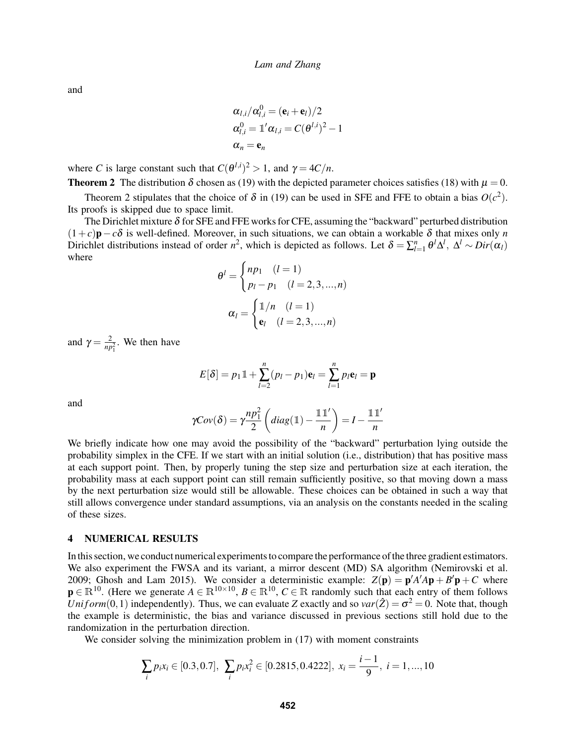and

$$
\begin{aligned}
\alpha_{l,i}/\alpha_{l,i}^0 &= (\mathbf{e}_i + \mathbf{e}_l)/2 \\
\alpha_{l,i}^0 &= \mathbb{1}'\alpha_{l,i} = C(\theta^{l,i})^2 - 1 \\
\alpha_n &= \mathbf{e}_n
\end{aligned}
$$

where $C$ is large constant such that $C(\theta^{l,i})^2 > 1$, and $\gamma = 4C/n$.

**Theorem 2** The distribution $\delta$ chosen as (19) with the depicted parameter choices satisfies (18) with $\mu = 0$.

Theorem 2 stipulates that the choice of $\delta$ in (19) can be used in SFE and FFE to obtain a bias $O(c^2)$. Its proofs is skipped due to space limit.

The Dirichlet mixture $\delta$ for SFE and FFE works for CFE, assuming the "backward" perturbed distribution $(1+c)\mathbf{p} - c\delta$ is well-defined. Moreover, in such situations, we can obtain a workable $\delta$ that mixes only $n$ Dirichlet distributions instead of order $n^2$, which is depicted as follows. Let $\delta = \sum_{l=1}^{n} \theta^l \Delta^l,\ \Delta^l \sim Dir(\alpha_l)$ where

$$
\theta^l = \begin{cases} np_1 & (l = 1) \\ p_l - p_1 & (l = 2, 3, ..., n) \end{cases}
$$

$$
\alpha_l = \begin{cases} \mathbb{1}/n & (l = 1) \\ \mathbf{e}_l & (l = 2, 3, ..., n) \end{cases}
$$

and $\gamma = \frac{2}{np_1^2}$. We then have

$$
E[\delta] = p_1 \mathbb{1} + \sum_{l=2}^{n} (p_l - p_1)\mathbf{e}_l = \sum_{l=1}^{n} p_l \mathbf{e}_l = \mathbf{p}
$$

and

$$
\gamma Cov(\delta) = \gamma \frac{np_1^2}{2} \left( diag(\mathbb{1}) - \frac{\mathbb{1}\mathbb{1}'}{n} \right) = I - \frac{\mathbb{1}\mathbb{1}'}{n}
$$

We briefly indicate how one may avoid the possibility of the "backward" perturbation lying outside the probability simplex in the CFE. If we start with an initial solution (i.e., distribution) that has positive mass at each support point. Then, by properly tuning the step size and perturbation size at each iteration, the probability mass at each support point can still remain sufficiently positive, so that moving down a mass by the next perturbation size would still be allowable. These choices can be obtained in such a way that still allows convergence under standard assumptions, via an analysis on the constants needed in the scaling of these sizes.

## 4 NUMERICAL RESULTS

In this section, we conduct numerical experiments to compare the performance of the three gradient estimators. We also experiment the FWSA and its variant, a mirror descent (MD) SA algorithm (Nemirovski et al. 2009; Ghosh and Lam 2015). We consider a deterministic example: $Z(\mathbf{p}) = \mathbf{p}'A'A\mathbf{p} + B'\mathbf{p} + C$ where $\mathbf{p} \in \mathbb{R}^{10}$. (Here we generate $A \in \mathbb{R}^{10\times 10}$, $B \in \mathbb{R}^{10}$, $C \in \mathbb{R}$ randomly such that each entry of them follows $Uniform(0,1)$ independently). Thus, we can evaluate $Z$ exactly and so $var(\hat{Z}) = \sigma^2 = 0$. Note that, though the example is deterministic, the bias and variance discussed in previous sections still hold due to the randomization in the perturbation direction.

We consider solving the minimization problem in (17) with moment constraints

$$
\sum_i p_i x_i \in [0.3, 0.7],\ \sum_i p_i x_i^2 \in [0.2815, 0.4222],\ x_i = \frac{i-1}{9},\ i = 1, ..., 10
$$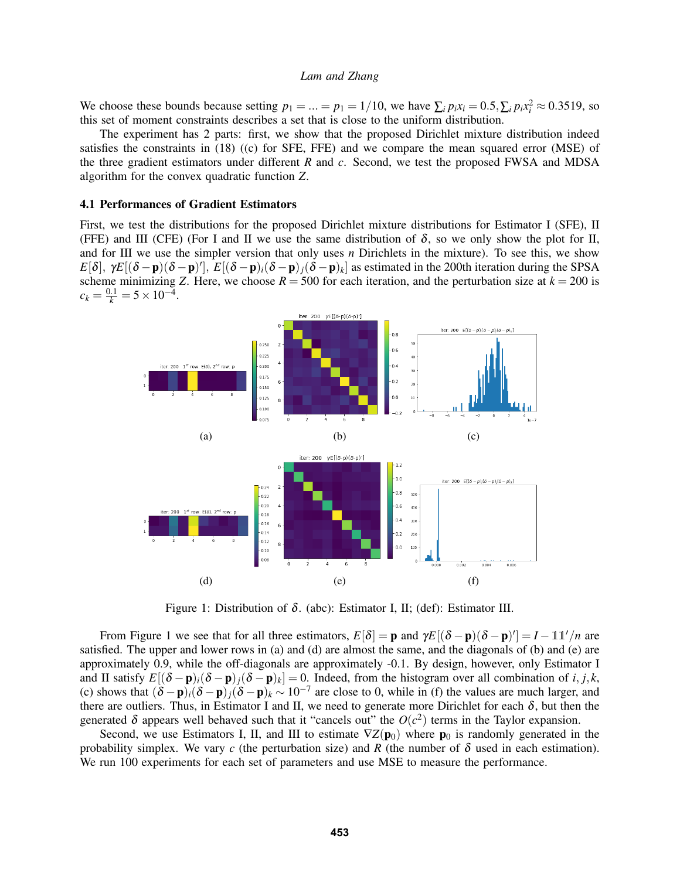We choose these bounds because setting $p_1 = ... = p_1 = 1/10$, we have $\sum_i p_i x_i = 0.5, \sum_i p_i x_i^2 \approx 0.3519$, so this set of moment constraints describes a set that is close to the uniform distribution.

The experiment has 2 parts: first, we show that the proposed Dirichlet mixture distribution indeed satisfies the constraints in (18) ((c) for SFE, FFE) and we compare the mean squared error (MSE) of the three gradient estimators under different $R$ and $c$. Second, we test the proposed FWSA and MDSA algorithm for the convex quadratic function $Z$.

### 4.1 Performances of Gradient Estimators

First, we test the distributions for the proposed Dirichlet mixture distributions for Estimator I (SFE), II (FFE) and III (CFE) (For I and II we use the same distribution of $\delta$, so we only show the plot for II, and for III we use the simpler version that only uses $n$ Dirichlets in the mixture). To see this, we show $E[\delta]$, $\gamma E[(\delta - \mathbf{p})(\delta - \mathbf{p})']$, $E[(\delta - \mathbf{p})_i(\delta - \mathbf{p})_j(\delta - \mathbf{p})_k]$ as estimated in the 200th iteration during the SPSA scheme minimizing $Z$. Here, we choose $R = 500$ for each iteration, and the perturbation size at $k = 200$ is $c_k = \frac{0.1}{k} = 5 \times 10^{-4}$.

Figure 1: Distribution of $\delta$. (abc): Estimator I, II; (def): Estimator III.

From Figure 1 we see that for all three estimators, $E[\delta] = \mathbf{p}$ and $\gamma E[(\delta - \mathbf{p})(\delta - \mathbf{p})'] = I - \mathbb{1}\mathbb{1}'/n$ are satisfied. The upper and lower rows in (a) and (d) are almost the same, and the diagonals of (b) and (e) are approximately 0.9, while the off-diagonals are approximately -0.1. By design, however, only Estimator I and II satisfy $E[(\delta - \mathbf{p})_i(\delta - \mathbf{p})_j(\delta - \mathbf{p})_k] = 0$. Indeed, from the histogram over all combination of $i, j, k$, (c) shows that $(\delta - \mathbf{p})_i(\delta - \mathbf{p})_j(\delta - \mathbf{p})_k \sim 10^{-7}$ are close to 0, while in (f) the values are much larger, and there are outliers. Thus, in Estimator I and II, we need to generate more Dirichlet for each $\delta$, but then the generated $\delta$ appears well behaved such that it "cancels out" the $O(c^2)$ terms in the Taylor expansion.

Second, we use Estimators I, II, and III to estimate $\nabla Z(\mathbf{p}_0)$ where $\mathbf{p}_0$ is randomly generated in the probability simplex. We vary $c$ (the perturbation size) and $R$ (the number of $\delta$ used in each estimation). We run 100 experiments for each set of parameters and use MSE to measure the performance.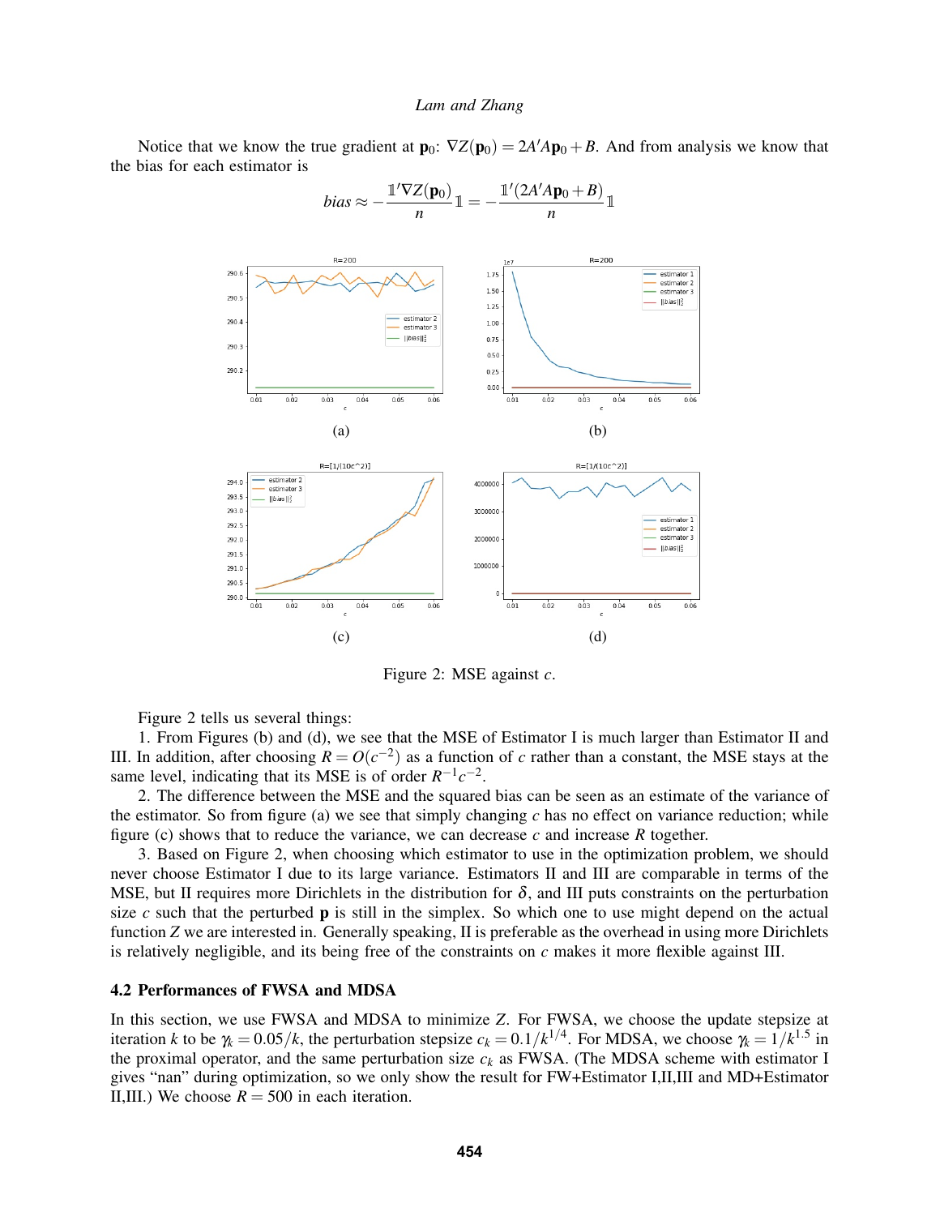Notice that we know the true gradient at $\mathbf{p}_0$: $\nabla Z(\mathbf{p}_0) = 2A'A\mathbf{p}_0 + B$. And from analysis we know that the bias for each estimator is

$$bias \approx -\frac{\mathbb{1}'\nabla Z(\mathbf{p}_0)}{n}\mathbb{1} = -\frac{\mathbb{1}'(2A'A\mathbf{p}_0 + B)}{n}\mathbb{1}$$

(a)

(b)

(c)

(d)

Figure 2: MSE against $c$.

Figure 2 tells us several things:

1. From Figures (b) and (d), we see that the MSE of Estimator I is much larger than Estimator II and III. In addition, after choosing $R = O(c^{-2})$ as a function of $c$ rather than a constant, the MSE stays at the same level, indicating that its MSE is of order $R^{-1}c^{-2}$.

2. The difference between the MSE and the squared bias can be seen as an estimate of the variance of the estimator. So from figure (a) we see that simply changing $c$ has no effect on variance reduction; while figure (c) shows that to reduce the variance, we can decrease $c$ and increase $R$ together.

3. Based on Figure 2, when choosing which estimator to use in the optimization problem, we should never choose Estimator I due to its large variance. Estimators II and III are comparable in terms of the MSE, but II requires more Dirichlets in the distribution for $\delta$, and III puts constraints on the perturbation size $c$ such that the perturbed $\mathbf{p}$ is still in the simplex. So which one to use might depend on the actual function $Z$ we are interested in. Generally speaking, II is preferable as the overhead in using more Dirichlets is relatively negligible, and its being free of the constraints on $c$ makes it more flexible against III.

### 4.2 Performances of FWSA and MDSA

In this section, we use FWSA and MDSA to minimize $Z$. For FWSA, we choose the update stepsize at iteration $k$ to be $\gamma_k = 0.05/k$, the perturbation stepsize $c_k = 0.1/k^{1/4}$. For MDSA, we choose $\gamma_k = 1/k^{1.5}$ in the proximal operator, and the same perturbation size $c_k$ as FWSA. (The MDSA scheme with estimator I gives "nan" during optimization, so we only show the result for FW+Estimator I,II,III and MD+Estimator II,III.) We choose $R = 500$ in each iteration.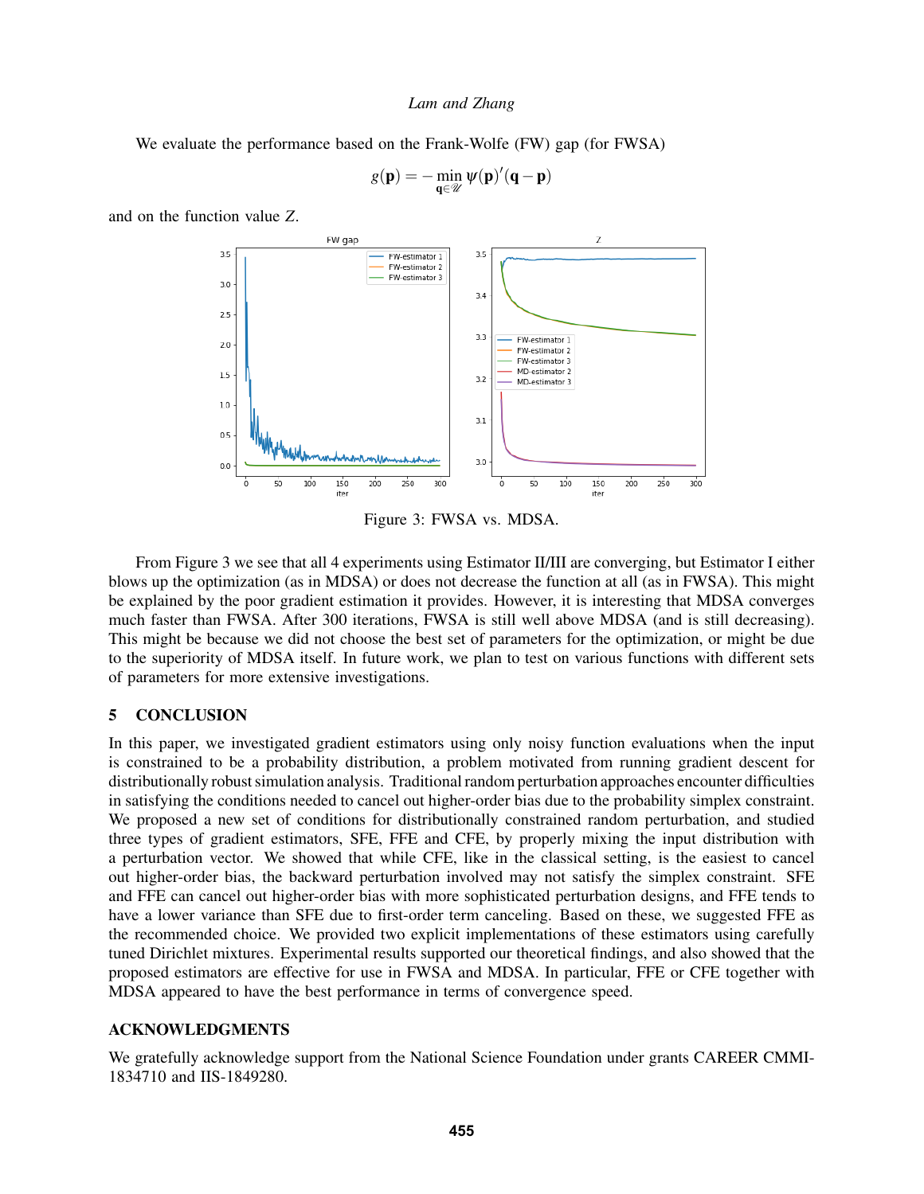We evaluate the performance based on the Frank-Wolfe (FW) gap (for FWSA)

$$g(\mathbf{p}) = -\min_{\mathbf{q}\in\mathscr{U}} \psi(\mathbf{p})'(\mathbf{q}-\mathbf{p})$$

and on the function value $Z$.

Figure 3: FWSA vs. MDSA.

From Figure 3 we see that all 4 experiments using Estimator II/III are converging, but Estimator I either blows up the optimization (as in MDSA) or does not decrease the function at all (as in FWSA). This might be explained by the poor gradient estimation it provides. However, it is interesting that MDSA converges much faster than FWSA. After 300 iterations, FWSA is still well above MDSA (and is still decreasing). This might be because we did not choose the best set of parameters for the optimization, or might be due to the superiority of MDSA itself. In future work, we plan to test on various functions with different sets of parameters for more extensive investigations.

## 5 CONCLUSION

In this paper, we investigated gradient estimators using only noisy function evaluations when the input is constrained to be a probability distribution, a problem motivated from running gradient descent for distributionally robust simulation analysis. Traditional random perturbation approaches encounter difficulties in satisfying the conditions needed to cancel out higher-order bias due to the probability simplex constraint. We proposed a new set of conditions for distributionally constrained random perturbation, and studied three types of gradient estimators, SFE, FFE and CFE, by properly mixing the input distribution with a perturbation vector. We showed that while CFE, like in the classical setting, is the easiest to cancel out higher-order bias, the backward perturbation involved may not satisfy the simplex constraint. SFE and FFE can cancel out higher-order bias with more sophisticated perturbation designs, and FFE tends to have a lower variance than SFE due to first-order term canceling. Based on these, we suggested FFE as the recommended choice. We provided two explicit implementations of these estimators using carefully tuned Dirichlet mixtures. Experimental results supported our theoretical findings, and also showed that the proposed estimators are effective for use in FWSA and MDSA. In particular, FFE or CFE together with MDSA appeared to have the best performance in terms of convergence speed.

## ACKNOWLEDGMENTS

We gratefully acknowledge support from the National Science Foundation under grants CAREER CMMI-1834710 and IIS-1849280.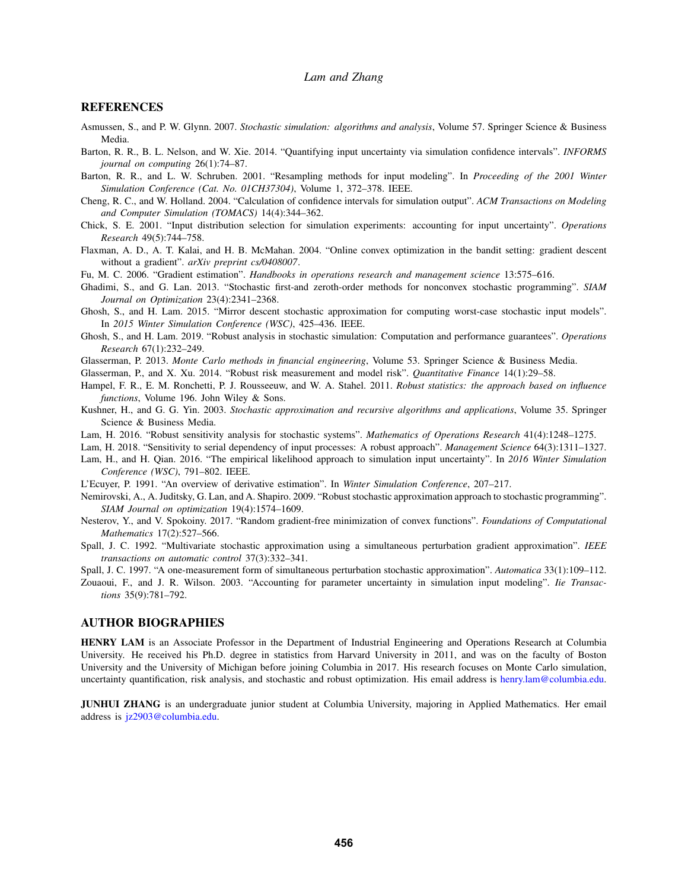## REFERENCES

Asmussen, S., and P. W. Glynn. 2007. *Stochastic simulation: algorithms and analysis*, Volume 57. Springer Science & Business Media.

Barton, R. R., B. L. Nelson, and W. Xie. 2014. "Quantifying input uncertainty via simulation confidence intervals". *INFORMS journal on computing* 26(1):74–87.

Barton, R. R., and L. W. Schruben. 2001. "Resampling methods for input modeling". In *Proceeding of the 2001 Winter Simulation Conference (Cat. No. 01CH37304)*, Volume 1, 372–378. IEEE.

Cheng, R. C., and W. Holland. 2004. "Calculation of confidence intervals for simulation output". *ACM Transactions on Modeling and Computer Simulation (TOMACS)* 14(4):344–362.

Chick, S. E. 2001. "Input distribution selection for simulation experiments: accounting for input uncertainty". *Operations Research* 49(5):744–758.

Flaxman, A. D., A. T. Kalai, and H. B. McMahan. 2004. "Online convex optimization in the bandit setting: gradient descent without a gradient". *arXiv preprint cs/0408007*.

Fu, M. C. 2006. "Gradient estimation". *Handbooks in operations research and management science* 13:575–616.

Ghadimi, S., and G. Lan. 2013. "Stochastic first-and zeroth-order methods for nonconvex stochastic programming". *SIAM Journal on Optimization* 23(4):2341–2368.

Ghosh, S., and H. Lam. 2015. "Mirror descent stochastic approximation for computing worst-case stochastic input models". In *2015 Winter Simulation Conference (WSC)*, 425–436. IEEE.

Ghosh, S., and H. Lam. 2019. "Robust analysis in stochastic simulation: Computation and performance guarantees". *Operations Research* 67(1):232–249.

Glasserman, P. 2013. *Monte Carlo methods in financial engineering*, Volume 53. Springer Science & Business Media.

Glasserman, P., and X. Xu. 2014. "Robust risk measurement and model risk". *Quantitative Finance* 14(1):29–58.

Hampel, F. R., E. M. Ronchetti, P. J. Rousseeuw, and W. A. Stahel. 2011. *Robust statistics: the approach based on influence functions*, Volume 196. John Wiley & Sons.

Kushner, H., and G. G. Yin. 2003. *Stochastic approximation and recursive algorithms and applications*, Volume 35. Springer Science & Business Media.

Lam, H. 2016. "Robust sensitivity analysis for stochastic systems". *Mathematics of Operations Research* 41(4):1248–1275.

Lam, H. 2018. "Sensitivity to serial dependency of input processes: A robust approach". *Management Science* 64(3):1311–1327.

Lam, H., and H. Qian. 2016. "The empirical likelihood approach to simulation input uncertainty". In *2016 Winter Simulation Conference (WSC)*, 791–802. IEEE.

L'Ecuyer, P. 1991. "An overview of derivative estimation". In *Winter Simulation Conference*, 207–217.

Nemirovski, A., A. Juditsky, G. Lan, and A. Shapiro. 2009. "Robust stochastic approximation approach to stochastic programming". *SIAM Journal on optimization* 19(4):1574–1609.

Nesterov, Y., and V. Spokoiny. 2017. "Random gradient-free minimization of convex functions". *Foundations of Computational Mathematics* 17(2):527–566.

Spall, J. C. 1992. "Multivariate stochastic approximation using a simultaneous perturbation gradient approximation". *IEEE transactions on automatic control* 37(3):332–341.

Spall, J. C. 1997. "A one-measurement form of simultaneous perturbation stochastic approximation". *Automatica* 33(1):109–112.

Zouaoui, F., and J. R. Wilson. 2003. "Accounting for parameter uncertainty in simulation input modeling". *Iie Transactions* 35(9):781–792.

## AUTHOR BIOGRAPHIES

**HENRY LAM** is an Associate Professor in the Department of Industrial Engineering and Operations Research at Columbia University. He received his Ph.D. degree in statistics from Harvard University in 2011, and was on the faculty of Boston University and the University of Michigan before joining Columbia in 2017. His research focuses on Monte Carlo simulation, uncertainty quantification, risk analysis, and stochastic and robust optimization. His email address is henry.lam@columbia.edu.

**JUNHUI ZHANG** is an undergraduate junior student at Columbia University, majoring in Applied Mathematics. Her email address is jz2903@columbia.edu.